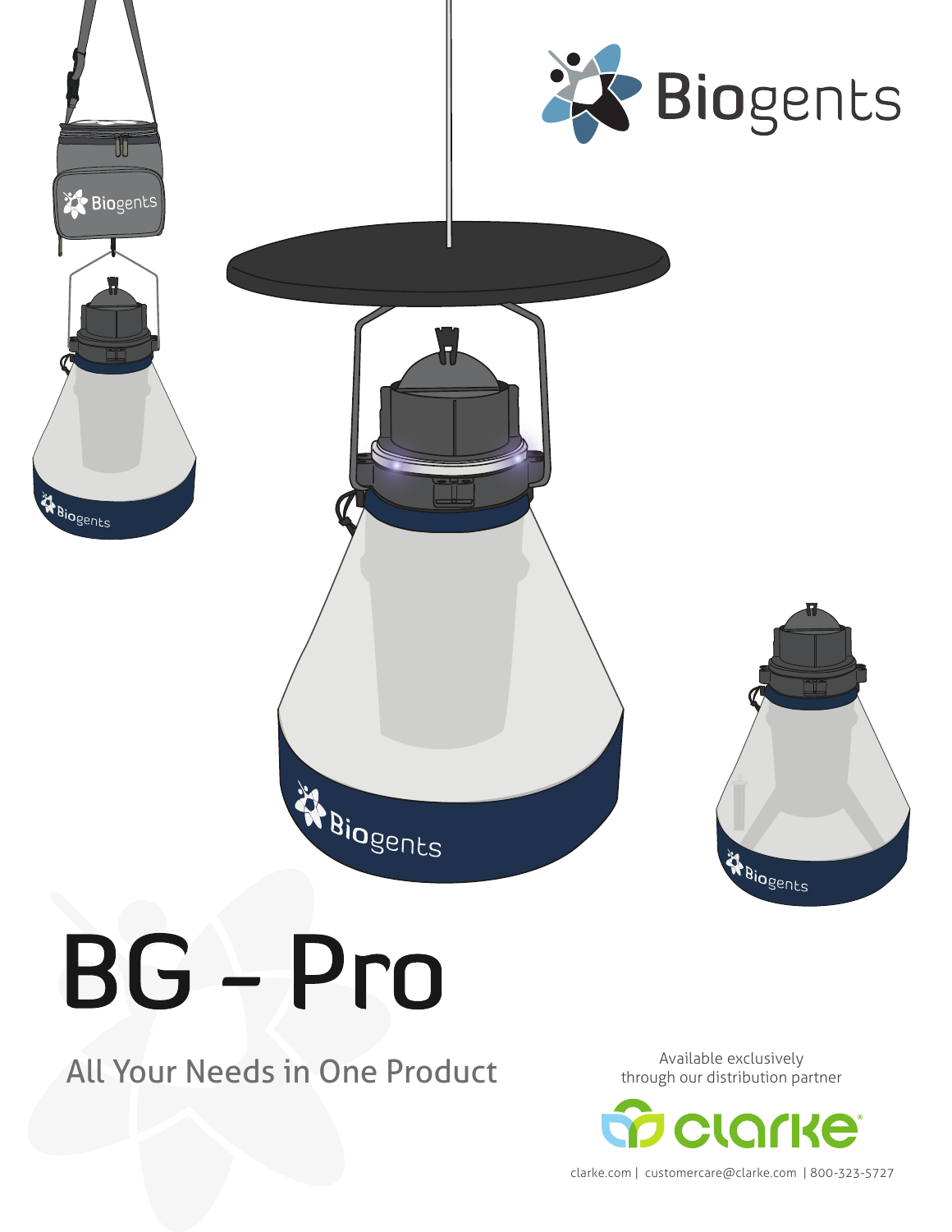# BG - Pro

## All Your Needs in One Product

Available exclusively through our distribution partner

clarke.com | customercare@clarke.com | 800-323-5727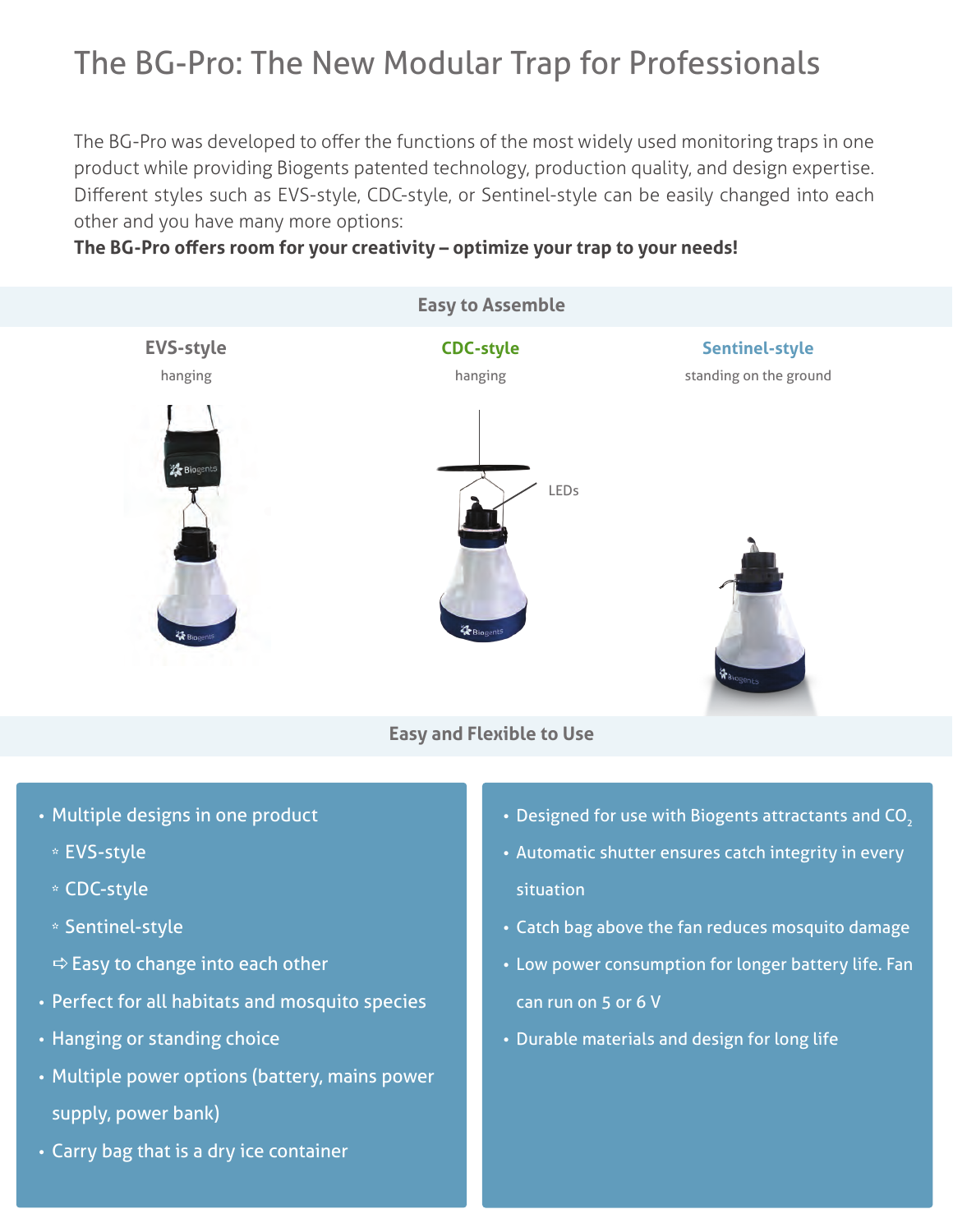# The BG-Pro: The New Modular Trap for Professionals

The BG-Pro was developed to offer the functions of the most widely used monitoring traps in one product while providing Biogents patented technology, production quality, and design expertise. Different styles such as EVS-style, CDC-style, or Sentinel-style can be easily changed into each other and you have many more options:

**The BG-Pro offers room for your creativity – optimize your trap to your needs!**

## Easy to Assemble

**EVS-style**
hanging

**CDC-style**
hanging

LEDs

**Sentinel-style**
standing on the ground

## Easy and Flexible to Use

- Multiple designs in one product
  - EVS-style
  - CDC-style
  - Sentinel-style
  
  ⇨ Easy to change into each other
- Perfect for all habitats and mosquito species
- Hanging or standing choice
- Multiple power options (battery, mains power supply, power bank)
- Carry bag that is a dry ice container

- Designed for use with Biogents attractants and $CO_2$
- Automatic shutter ensures catch integrity in every situation
- Catch bag above the fan reduces mosquito damage
- Low power consumption for longer battery life. Fan can run on 5 or 6 V
- Durable materials and design for long life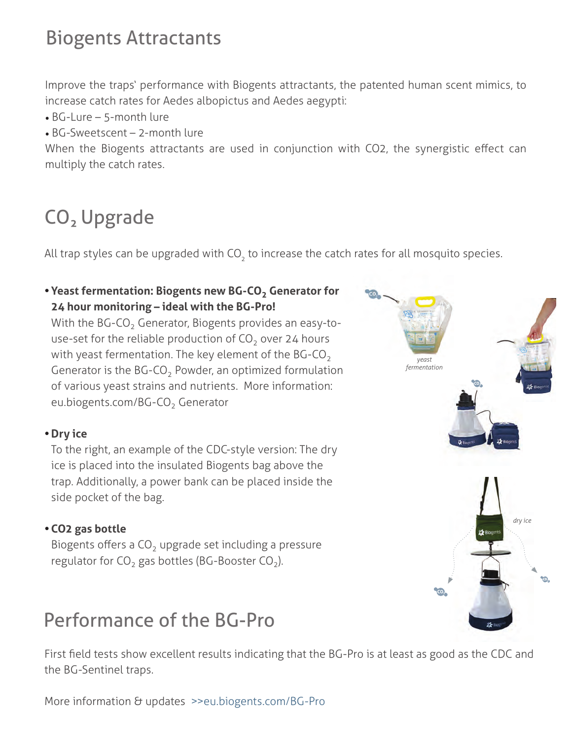# Biogents Attractants

Improve the traps' performance with Biogents attractants, the patented human scent mimics, to increase catch rates for Aedes albopictus and Aedes aegypti:

- BG-Lure – 5-month lure
- BG-Sweetscent – 2-month lure

When the Biogents attractants are used in conjunction with CO2, the synergistic effect can multiply the catch rates.

# $CO_2$ Upgrade

All trap styles can be upgraded with $CO_2$ to increase the catch rates for all mosquito species.

- **Yeast fermentation: Biogents new BG-$CO_2$ Generator for 24 hour monitoring – ideal with the BG-Pro!**
  With the BG-$CO_2$ Generator, Biogents provides an easy-to-use-set for the reliable production of $CO_2$ over 24 hours with yeast fermentation. The key element of the BG-$CO_2$ Generator is the BG-$CO_2$ Powder, an optimized formulation of various yeast strains and nutrients. More information: eu.biogents.com/BG-$CO_2$ Generator

- **Dry ice**
  To the right, an example of the CDC-style version: The dry ice is placed into the insulated Biogents bag above the trap. Additionally, a power bank can be placed inside the side pocket of the bag.

- **CO2 gas bottle**
  Biogents offers a $CO_2$ upgrade set including a pressure regulator for $CO_2$ gas bottles (BG-Booster $CO_2$).

*yeast fermentation*

*dry ice*

# Performance of the BG-Pro

First field tests show excellent results indicating that the BG-Pro is at least as good as the CDC and the BG-Sentinel traps.

More information & updates >>eu.biogents.com/BG-Pro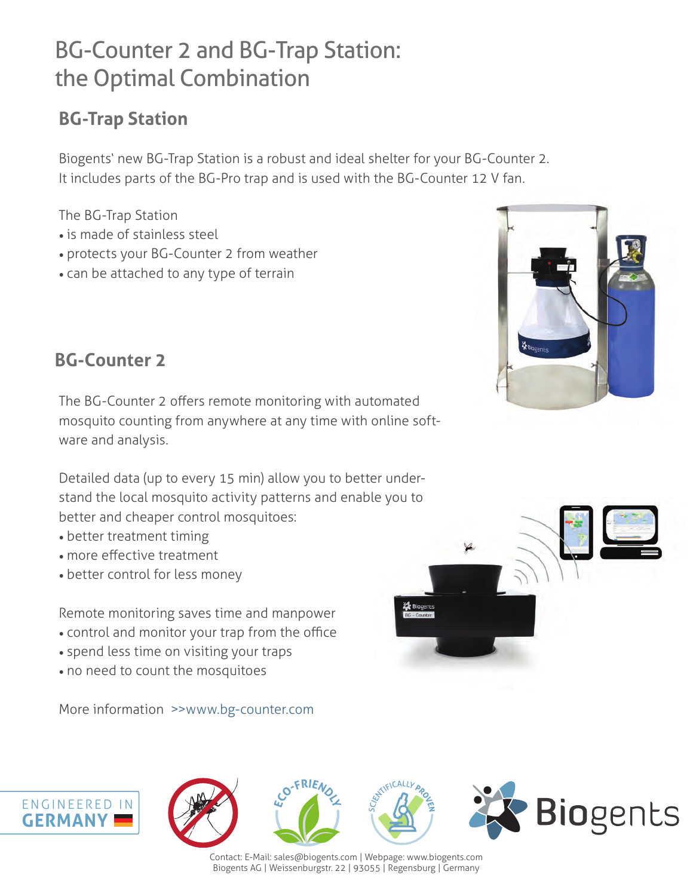# BG-Counter 2 and BG-Trap Station: the Optimal Combination

## BG-Trap Station

Biogents' new BG-Trap Station is a robust and ideal shelter for your BG-Counter 2. It includes parts of the BG-Pro trap and is used with the BG-Counter 12 V fan.

The BG-Trap Station

- is made of stainless steel
- protects your BG-Counter 2 from weather
- can be attached to any type of terrain

## BG-Counter 2

The BG-Counter 2 offers remote monitoring with automated mosquito counting from anywhere at any time with online software and analysis.

Detailed data (up to every 15 min) allow you to better understand the local mosquito activity patterns and enable you to better and cheaper control mosquitoes:

- better treatment timing
- more effective treatment
- better control for less money

Remote monitoring saves time and manpower

- control and monitor your trap from the office
- spend less time on visiting your traps
- no need to count the mosquitoes

More information >>www.bg-counter.com

ENGINEERED IN GERMANY

ECO-FRIENDLY

SCIENTIFICALLY PROVEN

Biogents

Contact: E-Mail: sales@biogents.com | Webpage: www.biogents.com
Biogents AG | Weissenburgstr. 22 | 93055 | Regensburg | Germany